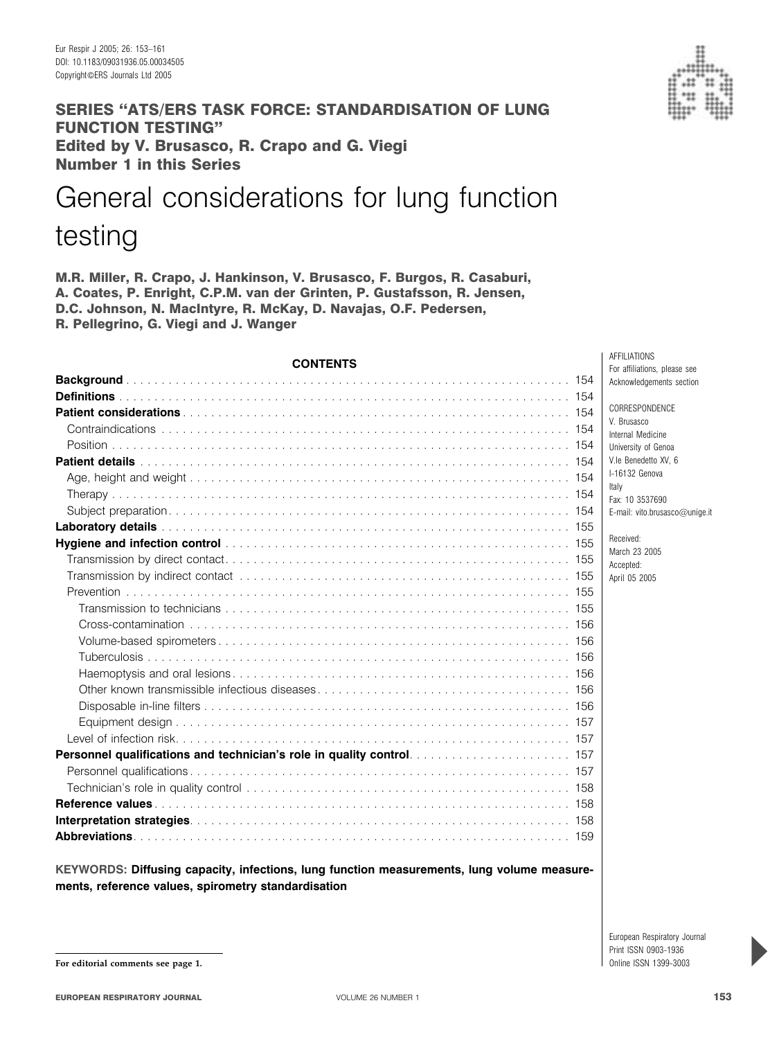Eur Respir J 2005; 26: 153–161
DOI: 10.1183/09031936.05.00034505
Copyright©ERS Journals Ltd 2005

**SERIES "ATS/ERS TASK FORCE: STANDARDISATION OF LUNG FUNCTION TESTING"**
**Edited by V. Brusasco, R. Crapo and G. Viegi**
**Number 1 in this Series**

# General considerations for lung function testing

**M.R. Miller, R. Crapo, J. Hankinson, V. Brusasco, F. Burgos, R. Casaburi, A. Coates, P. Enright, C.P.M. van der Grinten, P. Gustafsson, R. Jensen, D.C. Johnson, N. MacIntyre, R. McKay, D. Navajas, O.F. Pedersen, R. Pellegrino, G. Viegi and J. Wanger**

AFFILIATIONS
For affiliations, please see Acknowledgements section

CORRESPONDENCE
V. Brusasco
Internal Medicine
University of Genoa
V.le Benedetto XV, 6
I-16132 Genova
Italy
Fax: 10 3537690
E-mail: vito.brusasco@unige.it

Received:
March 23 2005
Accepted:
April 05 2005

**CONTENTS**

| Section | Page |
|---|---|
| **Background** | 154 |
| **Definitions** | 154 |
| **Patient considerations** | 154 |
| Contraindications | 154 |
| Position | 154 |
| **Patient details** | 154 |
| Age, height and weight | 154 |
| Therapy | 154 |
| Subject preparation | 154 |
| **Laboratory details** | 155 |
| **Hygiene and infection control** | 155 |
| Transmission by direct contact | 155 |
| Transmission by indirect contact | 155 |
| Prevention | 155 |
| Transmission to technicians | 155 |
| Cross-contamination | 156 |
| Volume-based spirometers | 156 |
| Tuberculosis | 156 |
| Haemoptysis and oral lesions | 156 |
| Other known transmissible infectious diseases | 156 |
| Disposable in-line filters | 156 |
| Equipment design | 157 |
| Level of infection risk | 157 |
| **Personnel qualifications and technician's role in quality control** | 157 |
| Personnel qualifications | 157 |
| Technician's role in quality control | 158 |
| **Reference values** | 158 |
| **Interpretation strategies** | 158 |
| **Abbreviations** | 159 |

**KEYWORDS: Diffusing capacity, infections, lung function measurements, lung volume measurements, reference values, spirometry standardisation**

For editorial comments see page 1.

European Respiratory Journal
Print ISSN 0903-1936
Online ISSN 1399-3003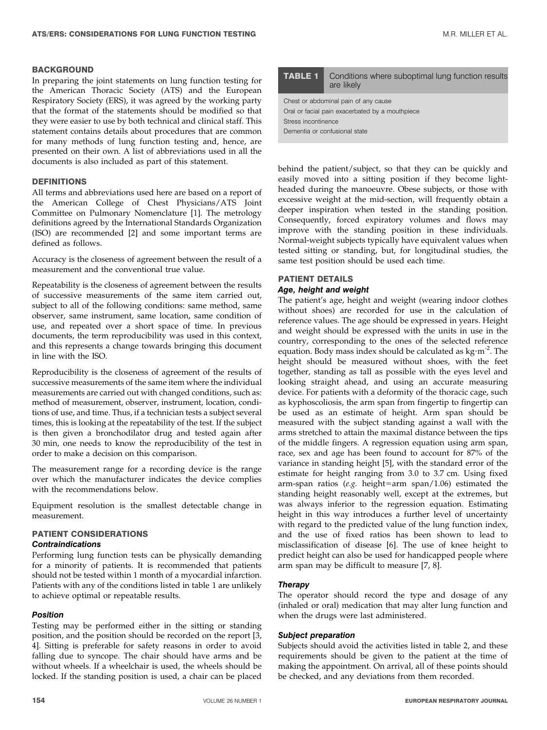## BACKGROUND

In preparing the joint statements on lung function testing for the American Thoracic Society (ATS) and the European Respiratory Society (ERS), it was agreed by the working party that the format of the statements should be modified so that they were easier to use by both technical and clinical staff. This statement contains details about procedures that are common for many methods of lung function testing and, hence, are presented on their own. A list of abbreviations used in all the documents is also included as part of this statement.

## DEFINITIONS

All terms and abbreviations used here are based on a report of the American College of Chest Physicians/ATS Joint Committee on Pulmonary Nomenclature [1]. The metrology definitions agreed by the International Standards Organization (ISO) are recommended [2] and some important terms are defined as follows.

Accuracy is the closeness of agreement between the result of a measurement and the conventional true value.

Repeatability is the closeness of agreement between the results of successive measurements of the same item carried out, subject to all of the following conditions: same method, same observer, same instrument, same location, same condition of use, and repeated over a short space of time. In previous documents, the term reproducibility was used in this context, and this represents a change towards bringing this document in line with the ISO.

Reproducibility is the closeness of agreement of the results of successive measurements of the same item where the individual measurements are carried out with changed conditions, such as: method of measurement, observer, instrument, location, conditions of use, and time. Thus, if a technician tests a subject several times, this is looking at the repeatability of the test. If the subject is then given a bronchodilator drug and tested again after 30 min, one needs to know the reproducibility of the test in order to make a decision on this comparison.

The measurement range for a recording device is the range over which the manufacturer indicates the device complies with the recommendations below.

Equipment resolution is the smallest detectable change in measurement.

## PATIENT CONSIDERATIONS

### *Contraindications*

Performing lung function tests can be physically demanding for a minority of patients. It is recommended that patients should not be tested within 1 month of a myocardial infarction. Patients with any of the conditions listed in table 1 are unlikely to achieve optimal or repeatable results.

**TABLE 1** Conditions where suboptimal lung function results are likely

| |
|---|
| Chest or abdominal pain of any cause |
| Oral or facial pain exacerbated by a mouthpiece |
| Stress incontinence |
| Dementia or confusional state |

### *Position*

Testing may be performed either in the sitting or standing position, and the position should be recorded on the report [3, 4]. Sitting is preferable for safety reasons in order to avoid falling due to syncope. The chair should have arms and be without wheels. If a wheelchair is used, the wheels should be locked. If the standing position is used, a chair can be placed behind the patient/subject, so that they can be quickly and easily moved into a sitting position if they become light-headed during the manoeuvre. Obese subjects, or those with excessive weight at the mid-section, will frequently obtain a deeper inspiration when tested in the standing position. Consequently, forced expiratory volumes and flows may improve with the standing position in these individuals. Normal-weight subjects typically have equivalent values when tested sitting or standing, but, for longitudinal studies, the same test position should be used each time.

## PATIENT DETAILS

### *Age, height and weight*

The patient's age, height and weight (wearing indoor clothes without shoes) are recorded for use in the calculation of reference values. The age should be expressed in years. Height and weight should be expressed with the units in use in the country, corresponding to the ones of the selected reference equation. Body mass index should be calculated as $kg \cdot m^{-2}$. The height should be measured without shoes, with the feet together, standing as tall as possible with the eyes level and looking straight ahead, and using an accurate measuring device. For patients with a deformity of the thoracic cage, such as kyphoscoliosis, the arm span from fingertip to fingertip can be used as an estimate of height. Arm span should be measured with the subject standing against a wall with the arms stretched to attain the maximal distance between the tips of the middle fingers. A regression equation using arm span, race, sex and age has been found to account for 87% of the variance in standing height [5], with the standard error of the estimate for height ranging from 3.0 to 3.7 cm. Using fixed arm-span ratios (*e.g.* height=arm span/1.06) estimated the standing height reasonably well, except at the extremes, but was always inferior to the regression equation. Estimating height in this way introduces a further level of uncertainty with regard to the predicted value of the lung function index, and the use of fixed ratios has been shown to lead to misclassification of disease [6]. The use of knee height to predict height can also be used for handicapped people where arm span may be difficult to measure [7, 8].

### *Therapy*

The operator should record the type and dosage of any (inhaled or oral) medication that may alter lung function and when the drugs were last administered.

### *Subject preparation*

Subjects should avoid the activities listed in table 2, and these requirements should be given to the patient at the time of making the appointment. On arrival, all of these points should be checked, and any deviations from them recorded.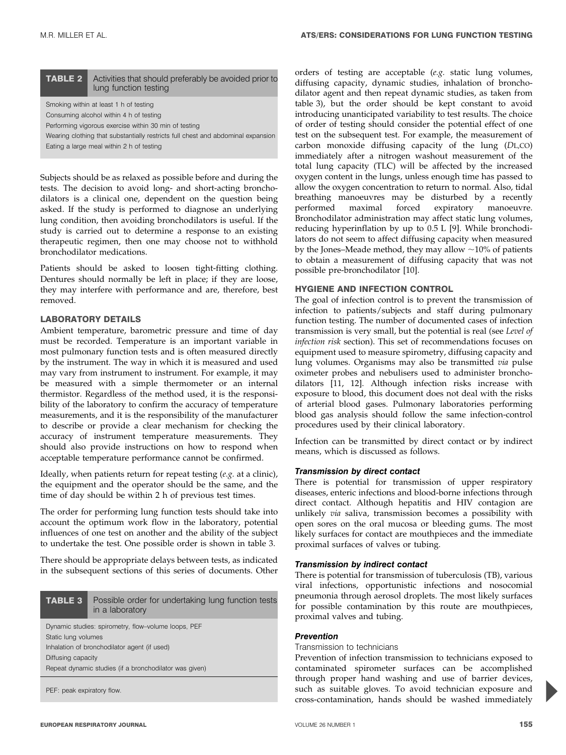**TABLE 2** Activities that should preferably be avoided prior to lung function testing

| |
|---|
| Smoking within at least 1 h of testing |
| Consuming alcohol within 4 h of testing |
| Performing vigorous exercise within 30 min of testing |
| Wearing clothing that substantially restricts full chest and abdominal expansion |
| Eating a large meal within 2 h of testing |

Subjects should be as relaxed as possible before and during the tests. The decision to avoid long- and short-acting bronchodilators is a clinical one, dependent on the question being asked. If the study is performed to diagnose an underlying lung condition, then avoiding bronchodilators is useful. If the study is carried out to determine a response to an existing therapeutic regimen, then one may choose not to withhold bronchodilator medications.

Patients should be asked to loosen tight-fitting clothing. Dentures should normally be left in place; if they are loose, they may interfere with performance and are, therefore, best removed.

### LABORATORY DETAILS

Ambient temperature, barometric pressure and time of day must be recorded. Temperature is an important variable in most pulmonary function tests and is often measured directly by the instrument. The way in which it is measured and used may vary from instrument to instrument. For example, it may be measured with a simple thermometer or an internal thermistor. Regardless of the method used, it is the responsibility of the laboratory to confirm the accuracy of temperature measurements, and it is the responsibility of the manufacturer to describe or provide a clear mechanism for checking the accuracy of instrument temperature measurements. They should also provide instructions on how to respond when acceptable temperature performance cannot be confirmed.

Ideally, when patients return for repeat testing (*e.g.* at a clinic), the equipment and the operator should be the same, and the time of day should be within 2 h of previous test times.

The order for performing lung function tests should take into account the optimum work flow in the laboratory, potential influences of one test on another and the ability of the subject to undertake the test. One possible order is shown in table 3.

There should be appropriate delays between tests, as indicated in the subsequent sections of this series of documents. Other orders of testing are acceptable (*e.g.* static lung volumes, diffusing capacity, dynamic studies, inhalation of bronchodilator agent and then repeat dynamic studies, as taken from table 3), but the order should be kept constant to avoid introducing unanticipated variability to test results. The choice of order of testing should consider the potential effect of one test on the subsequent test. For example, the measurement of carbon monoxide diffusing capacity of the lung ($D_{L,CO}$) immediately after a nitrogen washout measurement of the total lung capacity (TLC) will be affected by the increased oxygen content in the lungs, unless enough time has passed to allow the oxygen concentration to return to normal. Also, tidal breathing manoeuvres may be disturbed by a recently performed maximal forced expiratory manoeuvre. Bronchodilator administration may affect static lung volumes, reducing hyperinflation by up to 0.5 L [9]. While bronchodilators do not seem to affect diffusing capacity when measured by the Jones–Meade method, they may allow ~10% of patients to obtain a measurement of diffusing capacity that was not possible pre-bronchodilator [10].

**TABLE 3** Possible order for undertaking lung function tests in a laboratory

| |
|---|
| Dynamic studies: spirometry, flow–volume loops, PEF |
| Static lung volumes |
| Inhalation of bronchodilator agent (if used) |
| Diffusing capacity |
| Repeat dynamic studies (if a bronchodilator was given) |

PEF: peak expiratory flow.

### HYGIENE AND INFECTION CONTROL

The goal of infection control is to prevent the transmission of infection to patients/subjects and staff during pulmonary function testing. The number of documented cases of infection transmission is very small, but the potential is real (see *Level of infection risk* section). This set of recommendations focuses on equipment used to measure spirometry, diffusing capacity and lung volumes. Organisms may also be transmitted *via* pulse oximeter probes and nebulisers used to administer bronchodilators [11, 12]. Although infection risks increase with exposure to blood, this document does not deal with the risks of arterial blood gases. Pulmonary laboratories performing blood gas analysis should follow the same infection-control procedures used by their clinical laboratory.

Infection can be transmitted by direct contact or by indirect means, which is discussed as follows.

#### *Transmission by direct contact*

There is potential for transmission of upper respiratory diseases, enteric infections and blood-borne infections through direct contact. Although hepatitis and HIV contagion are unlikely *via* saliva, transmission becomes a possibility with open sores on the oral mucosa or bleeding gums. The most likely surfaces for contact are mouthpieces and the immediate proximal surfaces of valves or tubing.

#### *Transmission by indirect contact*

There is potential for transmission of tuberculosis (TB), various viral infections, opportunistic infections and nosocomial pneumonia through aerosol droplets. The most likely surfaces for possible contamination by this route are mouthpieces, proximal valves and tubing.

#### *Prevention*

Transmission to technicians

Prevention of infection transmission to technicians exposed to contaminated spirometer surfaces can be accomplished through proper hand washing and use of barrier devices, such as suitable gloves. To avoid technician exposure and cross-contamination, hands should be washed immediately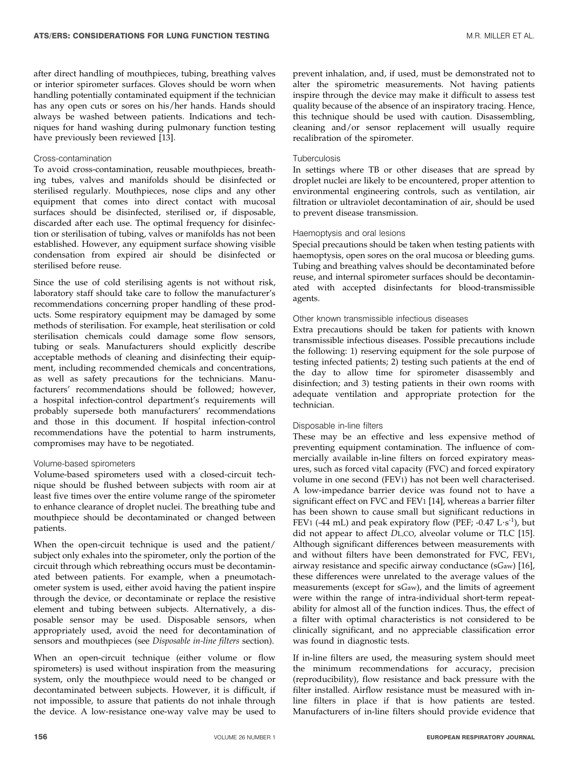after direct handling of mouthpieces, tubing, breathing valves or interior spirometer surfaces. Gloves should be worn when handling potentially contaminated equipment if the technician has any open cuts or sores on his/her hands. Hands should always be washed between patients. Indications and techniques for hand washing during pulmonary function testing have previously been reviewed [13].

### Cross-contamination

To avoid cross-contamination, reusable mouthpieces, breathing tubes, valves and manifolds should be disinfected or sterilised regularly. Mouthpieces, nose clips and any other equipment that comes into direct contact with mucosal surfaces should be disinfected, sterilised or, if disposable, discarded after each use. The optimal frequency for disinfection or sterilisation of tubing, valves or manifolds has not been established. However, any equipment surface showing visible condensation from expired air should be disinfected or sterilised before reuse.

Since the use of cold sterilising agents is not without risk, laboratory staff should take care to follow the manufacturer's recommendations concerning proper handling of these products. Some respiratory equipment may be damaged by some methods of sterilisation. For example, heat sterilisation or cold sterilisation chemicals could damage some flow sensors, tubing or seals. Manufacturers should explicitly describe acceptable methods of cleaning and disinfecting their equipment, including recommended chemicals and concentrations, as well as safety precautions for the technicians. Manufacturers' recommendations should be followed; however, a hospital infection-control department's requirements will probably supersede both manufacturers' recommendations and those in this document. If hospital infection-control recommendations have the potential to harm instruments, compromises may have to be negotiated.

### Volume-based spirometers

Volume-based spirometers used with a closed-circuit technique should be flushed between subjects with room air at least five times over the entire volume range of the spirometer to enhance clearance of droplet nuclei. The breathing tube and mouthpiece should be decontaminated or changed between patients.

When the open-circuit technique is used and the patient/subject only exhales into the spirometer, only the portion of the circuit through which rebreathing occurs must be decontaminated between patients. For example, when a pneumotachometer system is used, either avoid having the patient inspire through the device, or decontaminate or replace the resistive element and tubing between subjects. Alternatively, a disposable sensor may be used. Disposable sensors, when appropriately used, avoid the need for decontamination of sensors and mouthpieces (see *Disposable in-line filters* section).

When an open-circuit technique (either volume or flow spirometers) is used without inspiration from the measuring system, only the mouthpiece would need to be changed or decontaminated between subjects. However, it is difficult, if not impossible, to assure that patients do not inhale through the device. A low-resistance one-way valve may be used to prevent inhalation, and, if used, must be demonstrated not to alter the spirometric measurements. Not having patients inspire through the device may make it difficult to assess test quality because of the absence of an inspiratory tracing. Hence, this technique should be used with caution. Disassembling, cleaning and/or sensor replacement will usually require recalibration of the spirometer.

### Tuberculosis

In settings where TB or other diseases that are spread by droplet nuclei are likely to be encountered, proper attention to environmental engineering controls, such as ventilation, air filtration or ultraviolet decontamination of air, should be used to prevent disease transmission.

### Haemoptysis and oral lesions

Special precautions should be taken when testing patients with haemoptysis, open sores on the oral mucosa or bleeding gums. Tubing and breathing valves should be decontaminated before reuse, and internal spirometer surfaces should be decontaminated with accepted disinfectants for blood-transmissible agents.

### Other known transmissible infectious diseases

Extra precautions should be taken for patients with known transmissible infectious diseases. Possible precautions include the following: 1) reserving equipment for the sole purpose of testing infected patients; 2) testing such patients at the end of the day to allow time for spirometer disassembly and disinfection; and 3) testing patients in their own rooms with adequate ventilation and appropriate protection for the technician.

### Disposable in-line filters

These may be an effective and less expensive method of preventing equipment contamination. The influence of commercially available in-line filters on forced expiratory measures, such as forced vital capacity (FVC) and forced expiratory volume in one second ($FEV_1$) has not been well characterised. A low-impedance barrier device was found not to have a significant effect on FVC and $FEV_1$ [14], whereas a barrier filter has been shown to cause small but significant reductions in $FEV_1$ (-44 mL) and peak expiratory flow (PEF; -0.47 $L \cdot s^{-1}$), but did not appear to affect $D_{L,CO}$, alveolar volume or TLC [15]. Although significant differences between measurements with and without filters have been demonstrated for FVC, $FEV_1$, airway resistance and specific airway conductance ($sG_{aw}$) [16], these differences were unrelated to the average values of the measurements (except for $sG_{aw}$), and the limits of agreement were within the range of intra-individual short-term repeatability for almost all of the function indices. Thus, the effect of a filter with optimal characteristics is not considered to be clinically significant, and no appreciable classification error was found in diagnostic tests.

If in-line filters are used, the measuring system should meet the minimum recommendations for accuracy, precision (reproducibility), flow resistance and back pressure with the filter installed. Airflow resistance must be measured with in-line filters in place if that is how patients are tested. Manufacturers of in-line filters should provide evidence that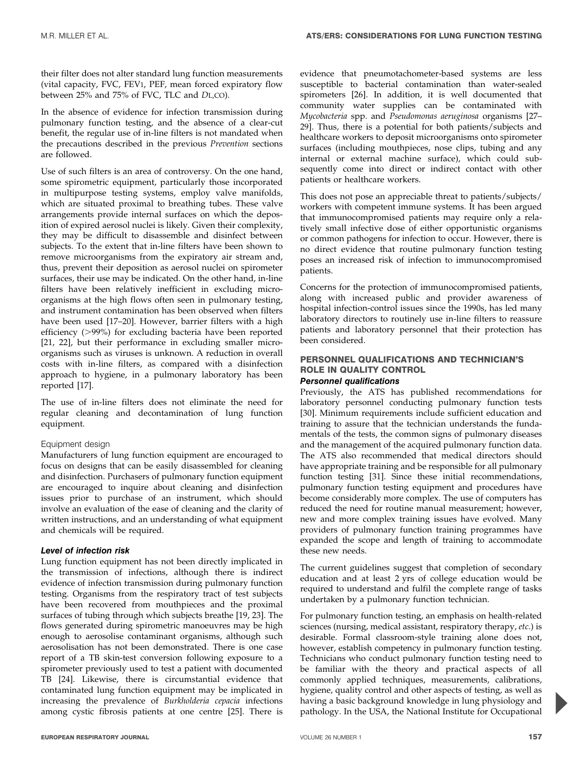their filter does not alter standard lung function measurements (vital capacity, FVC, $FEV_1$, PEF, mean forced expiratory flow between 25% and 75% of FVC, TLC and $D_{L,CO}$).

In the absence of evidence for infection transmission during pulmonary function testing, and the absence of a clear-cut benefit, the regular use of in-line filters is not mandated when the precautions described in the previous *Prevention* sections are followed.

Use of such filters is an area of controversy. On the one hand, some spirometric equipment, particularly those incorporated in multipurpose testing systems, employ valve manifolds, which are situated proximal to breathing tubes. These valve arrangements provide internal surfaces on which the deposition of expired aerosol nuclei is likely. Given their complexity, they may be difficult to disassemble and disinfect between subjects. To the extent that in-line filters have been shown to remove microorganisms from the expiratory air stream and, thus, prevent their deposition as aerosol nuclei on spirometer surfaces, their use may be indicated. On the other hand, in-line filters have been relatively inefficient in excluding microorganisms at the high flows often seen in pulmonary testing, and instrument contamination has been observed when filters have been used [17–20]. However, barrier filters with a high efficiency (>99%) for excluding bacteria have been reported [21, 22], but their performance in excluding smaller microorganisms such as viruses is unknown. A reduction in overall costs with in-line filters, as compared with a disinfection approach to hygiene, in a pulmonary laboratory has been reported [17].

The use of in-line filters does not eliminate the need for regular cleaning and decontamination of lung function equipment.

#### Equipment design

Manufacturers of lung function equipment are encouraged to focus on designs that can be easily disassembled for cleaning and disinfection. Purchasers of pulmonary function equipment are encouraged to inquire about cleaning and disinfection issues prior to purchase of an instrument, which should involve an evaluation of the ease of cleaning and the clarity of written instructions, and an understanding of what equipment and chemicals will be required.

### Level of infection risk

Lung function equipment has not been directly implicated in the transmission of infections, although there is indirect evidence of infection transmission during pulmonary function testing. Organisms from the respiratory tract of test subjects have been recovered from mouthpieces and the proximal surfaces of tubing through which subjects breathe [19, 23]. The flows generated during spirometric manoeuvres may be high enough to aerosolise contaminant organisms, although such aerosolisation has not been demonstrated. There is one case report of a TB skin-test conversion following exposure to a spirometer previously used to test a patient with documented TB [24]. Likewise, there is circumstantial evidence that contaminated lung function equipment may be implicated in increasing the prevalence of *Burkholderia cepacia* infections among cystic fibrosis patients at one centre [25]. There is evidence that pneumotachometer-based systems are less susceptible to bacterial contamination than water-sealed spirometers [26]. In addition, it is well documented that community water supplies can be contaminated with *Mycobacteria* spp. and *Pseudomonas aeruginosa* organisms [27–29]. Thus, there is a potential for both patients/subjects and healthcare workers to deposit microorganisms onto spirometer surfaces (including mouthpieces, nose clips, tubing and any internal or external machine surface), which could subsequently come into direct or indirect contact with other patients or healthcare workers.

This does not pose an appreciable threat to patients/subjects/workers with competent immune systems. It has been argued that immunocompromised patients may require only a relatively small infective dose of either opportunistic organisms or common pathogens for infection to occur. However, there is no direct evidence that routine pulmonary function testing poses an increased risk of infection to immunocompromised patients.

Concerns for the protection of immunocompromised patients, along with increased public and provider awareness of hospital infection-control issues since the 1990s, has led many laboratory directors to routinely use in-line filters to reassure patients and laboratory personnel that their protection has been considered.

## PERSONNEL QUALIFICATIONS AND TECHNICIAN'S ROLE IN QUALITY CONTROL

### Personnel qualifications

Previously, the ATS has published recommendations for laboratory personnel conducting pulmonary function tests [30]. Minimum requirements include sufficient education and training to assure that the technician understands the fundamentals of the tests, the common signs of pulmonary diseases and the management of the acquired pulmonary function data. The ATS also recommended that medical directors should have appropriate training and be responsible for all pulmonary function testing [31]. Since these initial recommendations, pulmonary function testing equipment and procedures have become considerably more complex. The use of computers has reduced the need for routine manual measurement; however, new and more complex training issues have evolved. Many providers of pulmonary function training programmes have expanded the scope and length of training to accommodate these new needs.

The current guidelines suggest that completion of secondary education and at least 2 yrs of college education would be required to understand and fulfil the complete range of tasks undertaken by a pulmonary function technician.

For pulmonary function testing, an emphasis on health-related sciences (nursing, medical assistant, respiratory therapy, *etc.*) is desirable. Formal classroom-style training alone does not, however, establish competency in pulmonary function testing. Technicians who conduct pulmonary function testing need to be familiar with the theory and practical aspects of all commonly applied techniques, measurements, calibrations, hygiene, quality control and other aspects of testing, as well as having a basic background knowledge in lung physiology and pathology. In the USA, the National Institute for Occupational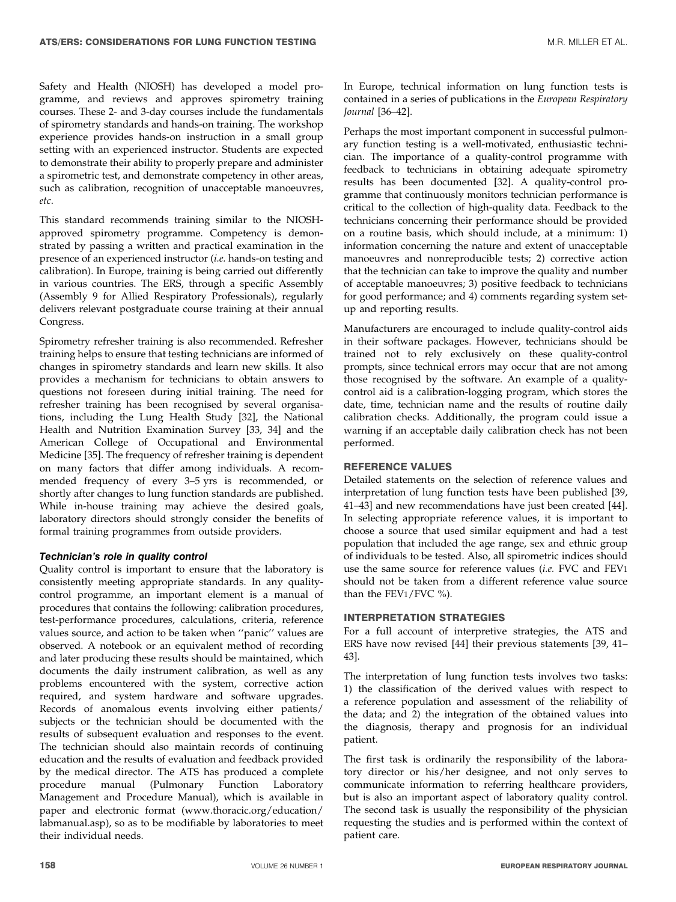Safety and Health (NIOSH) has developed a model programme, and reviews and approves spirometry training courses. These 2- and 3-day courses include the fundamentals of spirometry standards and hands-on training. The workshop experience provides hands-on instruction in a small group setting with an experienced instructor. Students are expected to demonstrate their ability to properly prepare and administer a spirometric test, and demonstrate competency in other areas, such as calibration, recognition of unacceptable manoeuvres, *etc*.

This standard recommends training similar to the NIOSH-approved spirometry programme. Competency is demonstrated by passing a written and practical examination in the presence of an experienced instructor (*i.e.* hands-on testing and calibration). In Europe, training is being carried out differently in various countries. The ERS, through a specific Assembly (Assembly 9 for Allied Respiratory Professionals), regularly delivers relevant postgraduate course training at their annual Congress.

Spirometry refresher training is also recommended. Refresher training helps to ensure that testing technicians are informed of changes in spirometry standards and learn new skills. It also provides a mechanism for technicians to obtain answers to questions not foreseen during initial training. The need for refresher training has been recognised by several organisations, including the Lung Health Study [32], the National Health and Nutrition Examination Survey [33, 34] and the American College of Occupational and Environmental Medicine [35]. The frequency of refresher training is dependent on many factors that differ among individuals. A recommended frequency of every 3–5 yrs is recommended, or shortly after changes to lung function standards are published. While in-house training may achieve the desired goals, laboratory directors should strongly consider the benefits of formal training programmes from outside providers.

### *Technician's role in quality control*

Quality control is important to ensure that the laboratory is consistently meeting appropriate standards. In any quality-control programme, an important element is a manual of procedures that contains the following: calibration procedures, test-performance procedures, calculations, criteria, reference values source, and action to be taken when ''panic'' values are observed. A notebook or an equivalent method of recording and later producing these results should be maintained, which documents the daily instrument calibration, as well as any problems encountered with the system, corrective action required, and system hardware and software upgrades. Records of anomalous events involving either patients/subjects or the technician should be documented with the results of subsequent evaluation and responses to the event. The technician should also maintain records of continuing education and the results of evaluation and feedback provided by the medical director. The ATS has produced a complete procedure manual (Pulmonary Function Laboratory Management and Procedure Manual), which is available in paper and electronic format (www.thoracic.org/education/labmanual.asp), so as to be modifiable by laboratories to meet their individual needs.

In Europe, technical information on lung function tests is contained in a series of publications in the *European Respiratory Journal* [36–42].

Perhaps the most important component in successful pulmonary function testing is a well-motivated, enthusiastic technician. The importance of a quality-control programme with feedback to technicians in obtaining adequate spirometry results has been documented [32]. A quality-control programme that continuously monitors technician performance is critical to the collection of high-quality data. Feedback to the technicians concerning their performance should be provided on a routine basis, which should include, at a minimum: 1) information concerning the nature and extent of unacceptable manoeuvres and nonreproducible tests; 2) corrective action that the technician can take to improve the quality and number of acceptable manoeuvres; 3) positive feedback to technicians for good performance; and 4) comments regarding system set-up and reporting results.

Manufacturers are encouraged to include quality-control aids in their software packages. However, technicians should be trained not to rely exclusively on these quality-control prompts, since technical errors may occur that are not among those recognised by the software. An example of a quality-control aid is a calibration-logging program, which stores the date, time, technician name and the results of routine daily calibration checks. Additionally, the program could issue a warning if an acceptable daily calibration check has not been performed.

## REFERENCE VALUES

Detailed statements on the selection of reference values and interpretation of lung function tests have been published [39, 41–43] and new recommendations have just been created [44]. In selecting appropriate reference values, it is important to choose a source that used similar equipment and had a test population that included the age range, sex and ethnic group of individuals to be tested. Also, all spirometric indices should use the same source for reference values (*i.e.* FVC and $FEV_1$ should not be taken from a different reference value source than the $FEV_1$/FVC %).

## INTERPRETATION STRATEGIES

For a full account of interpretive strategies, the ATS and ERS have now revised [44] their previous statements [39, 41–43].

The interpretation of lung function tests involves two tasks: 1) the classification of the derived values with respect to a reference population and assessment of the reliability of the data; and 2) the integration of the obtained values into the diagnosis, therapy and prognosis for an individual patient.

The first task is ordinarily the responsibility of the laboratory director or his/her designee, and not only serves to communicate information to referring healthcare providers, but is also an important aspect of laboratory quality control. The second task is usually the responsibility of the physician requesting the studies and is performed within the context of patient care.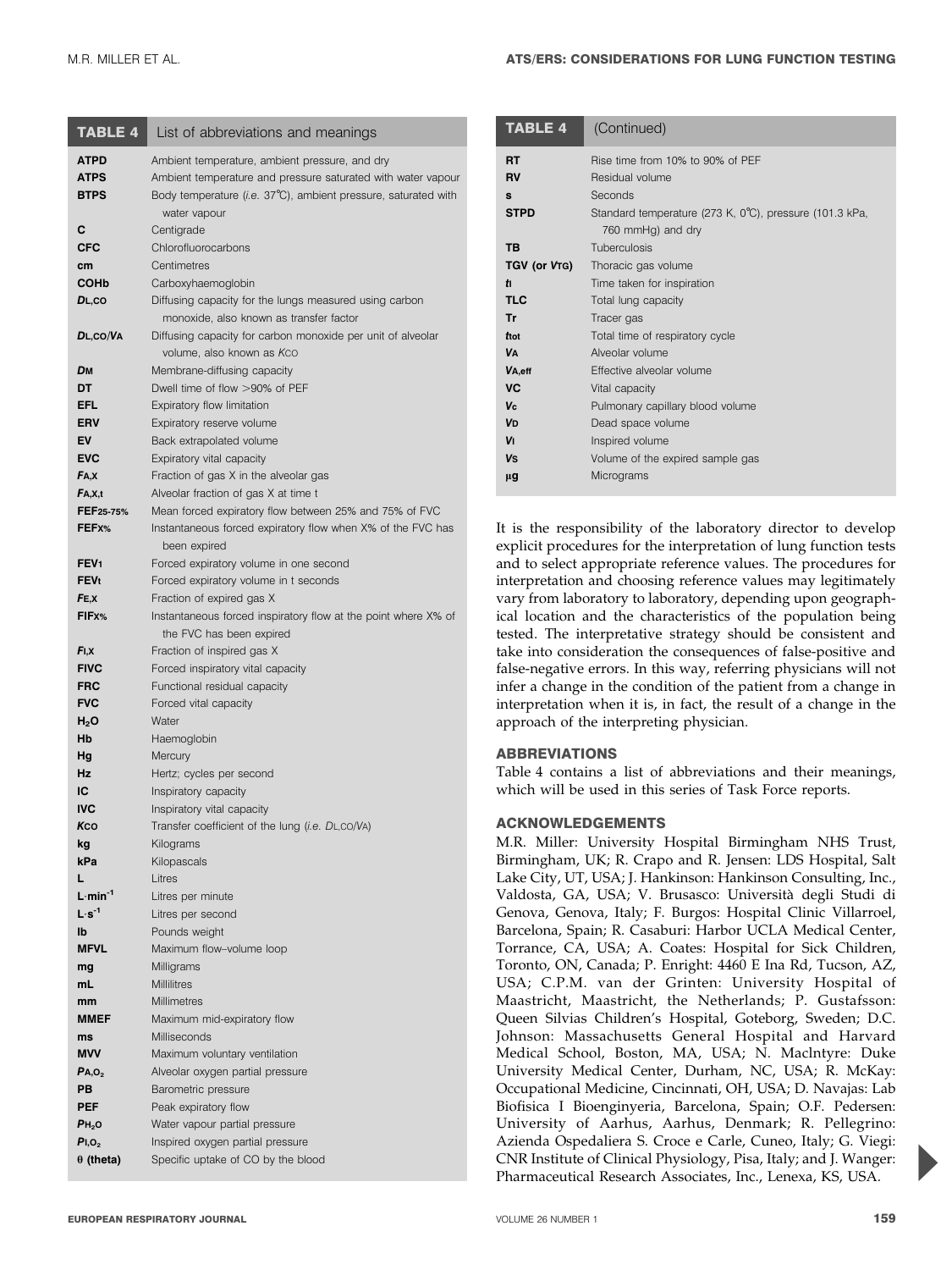**TABLE 4** List of abbreviations and meanings

| Abbreviation | Meaning |
|---|---|
| **ATPD** | Ambient temperature, ambient pressure, and dry |
| **ATPS** | Ambient temperature and pressure saturated with water vapour |
| **BTPS** | Body temperature (*i.e.* 37°C), ambient pressure, saturated with water vapour |
| **C** | Centigrade |
| **CFC** | Chlorofluorocarbons |
| **cm** | Centimetres |
| **COHb** | Carboxyhaemoglobin |
| ***D*L,CO** | Diffusing capacity for the lungs measured using carbon monoxide, also known as transfer factor |
| ***D*L,CO/*V*A** | Diffusing capacity for carbon monoxide per unit of alveolar volume, also known as *K*CO |
| ***D*M** | Membrane-diffusing capacity |
| **DT** | Dwell time of flow >90% of PEF |
| **EFL** | Expiratory flow limitation |
| **ERV** | Expiratory reserve volume |
| **EV** | Back extrapolated volume |
| **EVC** | Expiratory vital capacity |
| ***F*A,X** | Fraction of gas X in the alveolar gas |
| ***F*A,X,t** | Alveolar fraction of gas X at time t |
| **FEF25–75%** | Mean forced expiratory flow between 25% and 75% of FVC |
| **FEFX%** | Instantaneous forced expiratory flow when X% of the FVC has been expired |
| **$FEV_1$** | Forced expiratory volume in one second |
| **$FEV_t$** | Forced expiratory volume in t seconds |
| ***F*E,X** | Fraction of expired gas X |
| **FIFX%** | Instantaneous forced inspiratory flow at the point where X% of the FVC has been expired |
| ***F*I,X** | Fraction of inspired gas X |
| **FIVC** | Forced inspiratory vital capacity |
| **FRC** | Functional residual capacity |
| **FVC** | Forced vital capacity |
| **$H_2O$** | Water |
| **Hb** | Haemoglobin |
| **Hg** | Mercury |
| **Hz** | Hertz; cycles per second |
| **IC** | Inspiratory capacity |
| **IVC** | Inspiratory vital capacity |
| ***K*CO** | Transfer coefficient of the lung (*i.e.* *D*L,CO/*V*A) |
| **kg** | Kilograms |
| **kPa** | Kilopascals |
| **L** | Litres |
| **$L \cdot min^{-1}$** | Litres per minute |
| **$L \cdot s^{-1}$** | Litres per second |
| **lb** | Pounds weight |
| **MFVL** | Maximum flow–volume loop |
| **mg** | Milligrams |
| **mL** | Millilitres |
| **mm** | Millimetres |
| **MMEF** | Maximum mid-expiratory flow |
| **ms** | Milliseconds |
| **MVV** | Maximum voluntary ventilation |
| **$P_{A,O_2}$** | Alveolar oxygen partial pressure |
| **PB** | Barometric pressure |
| **PEF** | Peak expiratory flow |
| **$P_{H_2O}$** | Water vapour partial pressure |
| **$P_{I,O_2}$** | Inspired oxygen partial pressure |
| **θ (theta)** | Specific uptake of CO by the blood |
| **RT** | Rise time from 10% to 90% of PEF |
| **RV** | Residual volume |
| **s** | Seconds |
| **STPD** | Standard temperature (273 K, 0°C), pressure (101.3 kPa, 760 mmHg) and dry |
| **TB** | Tuberculosis |
| **TGV (or *V*TG)** | Thoracic gas volume |
| ***t*I** | Time taken for inspiration |
| **TLC** | Total lung capacity |
| **Tr** | Tracer gas |
| ***t*tot** | Total time of respiratory cycle |
| ***V*A** | Alveolar volume |
| ***V*A,eff** | Effective alveolar volume |
| **VC** | Vital capacity |
| ***V*c** | Pulmonary capillary blood volume |
| ***V*D** | Dead space volume |
| ***V*I** | Inspired volume |
| ***V*S** | Volume of the expired sample gas |
| **µg** | Micrograms |

It is the responsibility of the laboratory director to develop explicit procedures for the interpretation of lung function tests and to select appropriate reference values. The procedures for interpretation and choosing reference values may legitimately vary from laboratory to laboratory, depending upon geographical location and the characteristics of the population being tested. The interpretative strategy should be consistent and take into consideration the consequences of false-positive and false-negative errors. In this way, referring physicians will not infer a change in the condition of the patient from a change in interpretation when it is, in fact, the result of a change in the approach of the interpreting physician.

## ABBREVIATIONS

Table 4 contains a list of abbreviations and their meanings, which will be used in this series of Task Force reports.

## ACKNOWLEDGEMENTS

M.R. Miller: University Hospital Birmingham NHS Trust, Birmingham, UK; R. Crapo and R. Jensen: LDS Hospital, Salt Lake City, UT, USA; J. Hankinson: Hankinson Consulting, Inc., Valdosta, GA, USA; V. Brusasco: Università degli Studi di Genova, Genova, Italy; F. Burgos: Hospital Clinic Villarroel, Barcelona, Spain; R. Casaburi: Harbor UCLA Medical Center, Torrance, CA, USA; A. Coates: Hospital for Sick Children, Toronto, ON, Canada; P. Enright: 4460 E Ina Rd, Tucson, AZ, USA; C.P.M. van der Grinten: University Hospital of Maastricht, Maastricht, the Netherlands; P. Gustafsson: Queen Silvias Children's Hospital, Goteborg, Sweden; D.C. Johnson: Massachusetts General Hospital and Harvard Medical School, Boston, MA, USA; N. MacIntyre: Duke University Medical Center, Durham, NC, USA; R. McKay: Occupational Medicine, Cincinnati, OH, USA; D. Navajas: Lab Biofisica I Bioenginyeria, Barcelona, Spain; O.F. Pedersen: University of Aarhus, Aarhus, Denmark; R. Pellegrino: Azienda Ospedaliera S. Croce e Carle, Cuneo, Italy; G. Viegi: CNR Institute of Clinical Physiology, Pisa, Italy; and J. Wanger: Pharmaceutical Research Associates, Inc., Lenexa, KS, USA.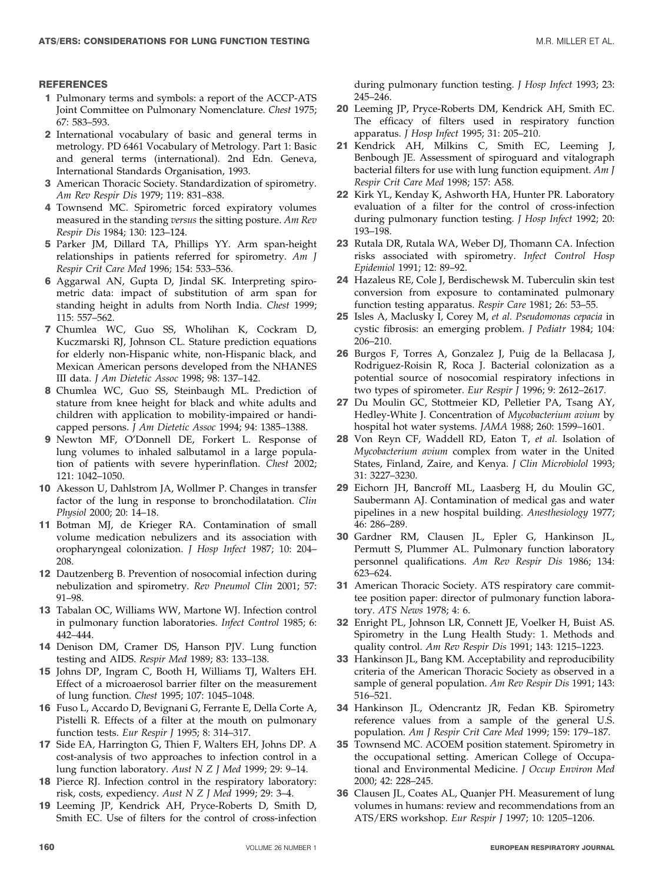## REFERENCES

1. Pulmonary terms and symbols: a report of the ACCP-ATS Joint Committee on Pulmonary Nomenclature. *Chest* 1975; 67: 583–593.
2. International vocabulary of basic and general terms in metrology. PD 6461 Vocabulary of Metrology. Part 1: Basic and general terms (international). 2nd Edn. Geneva, International Standards Organisation, 1993.
3. American Thoracic Society. Standardization of spirometry. *Am Rev Respir Dis* 1979; 119: 831–838.
4. Townsend MC. Spirometric forced expiratory volumes measured in the standing *versus* the sitting posture. *Am Rev Respir Dis* 1984; 130: 123–124.
5. Parker JM, Dillard TA, Phillips YY. Arm span-height relationships in patients referred for spirometry. *Am J Respir Crit Care Med* 1996; 154: 533–536.
6. Aggarwal AN, Gupta D, Jindal SK. Interpreting spirometric data: impact of substitution of arm span for standing height in adults from North India. *Chest* 1999; 115: 557–562.
7. Chumlea WC, Guo SS, Wholihan K, Cockram D, Kuczmarski RJ, Johnson CL. Stature prediction equations for elderly non-Hispanic white, non-Hispanic black, and Mexican American persons developed from the NHANES III data. *J Am Dietetic Assoc* 1998; 98: 137–142.
8. Chumlea WC, Guo SS, Steinbaugh ML. Prediction of stature from knee height for black and white adults and children with application to mobility-impaired or handicapped persons. *J Am Dietetic Assoc* 1994; 94: 1385–1388.
9. Newton MF, O'Donnell DE, Forkert L. Response of lung volumes to inhaled salbutamol in a large population of patients with severe hyperinflation. *Chest* 2002; 121: 1042–1050.
10. Akesson U, Dahlstrom JA, Wollmer P. Changes in transfer factor of the lung in response to bronchodilatation. *Clin Physiol* 2000; 20: 14–18.
11. Botman MJ, de Krieger RA. Contamination of small volume medication nebulizers and its association with oropharyngeal colonization. *J Hosp Infect* 1987; 10: 204–208.
12. Dautzenberg B. Prevention of nosocomial infection during nebulization and spirometry. *Rev Pneumol Clin* 2001; 57: 91–98.
13. Tabalan OC, Williams WW, Martone WJ. Infection control in pulmonary function laboratories. *Infect Control* 1985; 6: 442–444.
14. Denison DM, Cramer DS, Hanson PJV. Lung function testing and AIDS. *Respir Med* 1989; 83: 133–138.
15. Johns DP, Ingram C, Booth H, Williams TJ, Walters EH. Effect of a microaerosol barrier filter on the measurement of lung function. *Chest* 1995; 107: 1045–1048.
16. Fuso L, Accardo D, Bevignani G, Ferrante E, Della Corte A, Pistelli R. Effects of a filter at the mouth on pulmonary function tests. *Eur Respir J* 1995; 8: 314–317.
17. Side EA, Harrington G, Thien F, Walters EH, Johns DP. A cost-analysis of two approaches to infection control in a lung function laboratory. *Aust N Z J Med* 1999; 29: 9–14.
18. Pierce RJ. Infection control in the respiratory laboratory: risk, costs, expediency. *Aust N Z J Med* 1999; 29: 3–4.
19. Leeming JP, Kendrick AH, Pryce-Roberts D, Smith D, Smith EC. Use of filters for the control of cross-infection during pulmonary function testing. *J Hosp Infect* 1993; 23: 245–246.
20. Leeming JP, Pryce-Roberts DM, Kendrick AH, Smith EC. The efficacy of filters used in respiratory function apparatus. *J Hosp Infect* 1995; 31: 205–210.
21. Kendrick AH, Milkins C, Smith EC, Leeming J, Benbough JE. Assessment of spiroguard and vitalograph bacterial filters for use with lung function equipment. *Am J Respir Crit Care Med* 1998; 157: A58.
22. Kirk YL, Kenday K, Ashworth HA, Hunter PR. Laboratory evaluation of a filter for the control of cross-infection during pulmonary function testing. *J Hosp Infect* 1992; 20: 193–198.
23. Rutala DR, Rutala WA, Weber DJ, Thomann CA. Infection risks associated with spirometry. *Infect Control Hosp Epidemiol* 1991; 12: 89–92.
24. Hazaleus RE, Cole J, Berdischewsk M. Tuberculin skin test conversion from exposure to contaminated pulmonary function testing apparatus. *Respir Care* 1981; 26: 53–55.
25. Isles A, Maclusky I, Corey M, *et al.* *Pseudomonas cepacia* in cystic fibrosis: an emerging problem. *J Pediatr* 1984; 104: 206–210.
26. Burgos F, Torres A, Gonzalez J, Puig de la Bellacasa J, Rodriguez-Roisin R, Roca J. Bacterial colonization as a potential source of nosocomial respiratory infections in two types of spirometer. *Eur Respir J* 1996; 9: 2612–2617.
27. Du Moulin GC, Stottmeier KD, Pelletier PA, Tsang AY, Hedley-White J. Concentration of *Mycobacterium avium* by hospital hot water systems. *JAMA* 1988; 260: 1599–1601.
28. Von Reyn CF, Waddell RD, Eaton T, *et al.* Isolation of *Mycobacterium avium* complex from water in the United States, Finland, Zaire, and Kenya. *J Clin Microbiolol* 1993; 31: 3227–3230.
29. Eichorn JH, Bancroff ML, Laasberg H, du Moulin GC, Saubermann AJ. Contamination of medical gas and water pipelines in a new hospital building. *Anesthesiology* 1977; 46: 286–289.
30. Gardner RM, Clausen JL, Epler G, Hankinson JL, Permutt S, Plummer AL. Pulmonary function laboratory personnel qualifications. *Am Rev Respir Dis* 1986; 134: 623–624.
31. American Thoracic Society. ATS respiratory care committee position paper: director of pulmonary function laboratory. *ATS News* 1978; 4: 6.
32. Enright PL, Johnson LR, Connett JE, Voelker H, Buist AS. Spirometry in the Lung Health Study: 1. Methods and quality control. *Am Rev Respir Dis* 1991; 143: 1215–1223.
33. Hankinson JL, Bang KM. Acceptability and reproducibility criteria of the American Thoracic Society as observed in a sample of general population. *Am Rev Respir Dis* 1991; 143: 516–521.
34. Hankinson JL, Odencrantz JR, Fedan KB. Spirometry reference values from a sample of the general U.S. population. *Am J Respir Crit Care Med* 1999; 159: 179–187.
35. Townsend MC. ACOEM position statement. Spirometry in the occupational setting. American College of Occupational and Environmental Medicine. *J Occup Environ Med* 2000; 42: 228–245.
36. Clausen JL, Coates AL, Quanjer PH. Measurement of lung volumes in humans: review and recommendations from an ATS/ERS workshop. *Eur Respir J* 1997; 10: 1205–1206.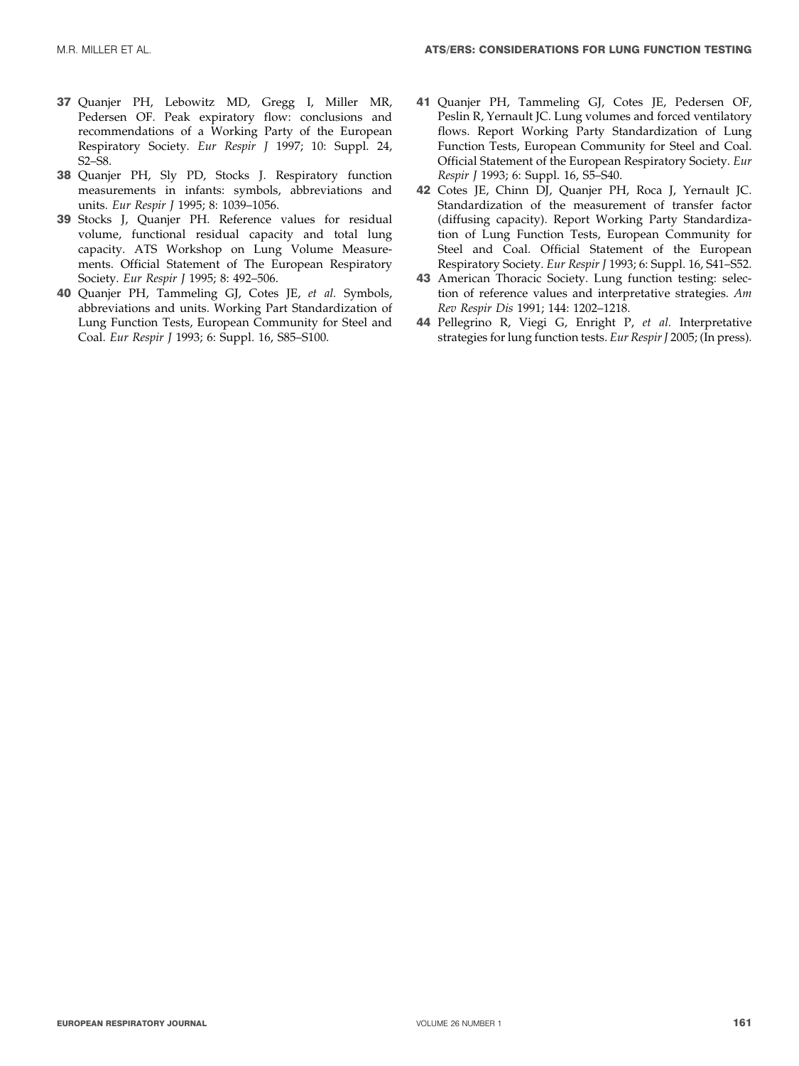37 Quanjer PH, Lebowitz MD, Gregg I, Miller MR, Pedersen OF. Peak expiratory flow: conclusions and recommendations of a Working Party of the European Respiratory Society. *Eur Respir J* 1997; 10: Suppl. 24, S2–S8.

38 Quanjer PH, Sly PD, Stocks J. Respiratory function measurements in infants: symbols, abbreviations and units. *Eur Respir J* 1995; 8: 1039–1056.

39 Stocks J, Quanjer PH. Reference values for residual volume, functional residual capacity and total lung capacity. ATS Workshop on Lung Volume Measurements. Official Statement of The European Respiratory Society. *Eur Respir J* 1995; 8: 492–506.

40 Quanjer PH, Tammeling GJ, Cotes JE, *et al.* Symbols, abbreviations and units. Working Part Standardization of Lung Function Tests, European Community for Steel and Coal. *Eur Respir J* 1993; 6: Suppl. 16, S85–S100.

41 Quanjer PH, Tammeling GJ, Cotes JE, Pedersen OF, Peslin R, Yernault JC. Lung volumes and forced ventilatory flows. Report Working Party Standardization of Lung Function Tests, European Community for Steel and Coal. Official Statement of the European Respiratory Society. *Eur Respir J* 1993; 6: Suppl. 16, S5–S40.

42 Cotes JE, Chinn DJ, Quanjer PH, Roca J, Yernault JC. Standardization of the measurement of transfer factor (diffusing capacity). Report Working Party Standardization of Lung Function Tests, European Community for Steel and Coal. Official Statement of the European Respiratory Society. *Eur Respir J* 1993; 6: Suppl. 16, S41–S52.

43 American Thoracic Society. Lung function testing: selection of reference values and interpretative strategies. *Am Rev Respir Dis* 1991; 144: 1202–1218.

44 Pellegrino R, Viegi G, Enright P, *et al.* Interpretative strategies for lung function tests. *Eur Respir J* 2005; (In press).